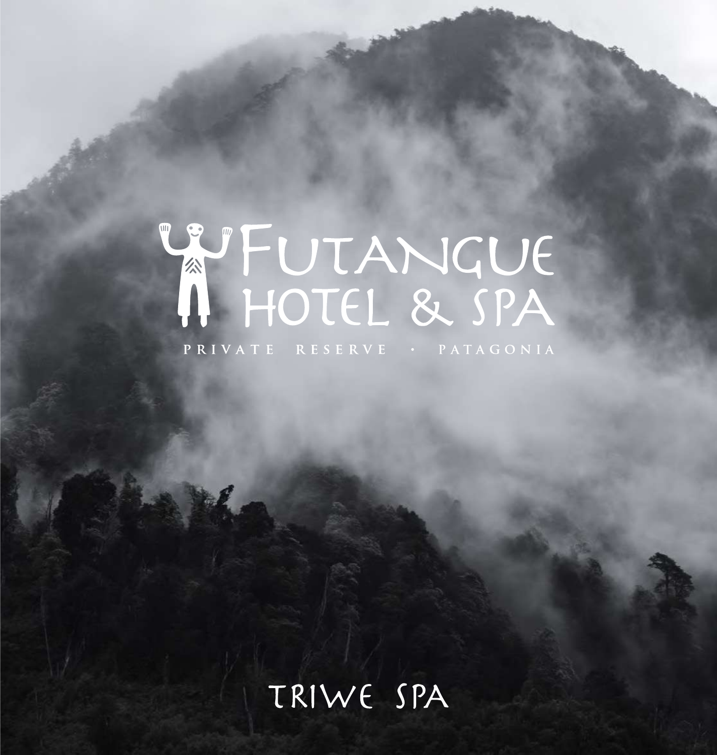# Futangue Hotel & Spa

PRIVATE RESERVE · PATAGONIA

## TRIWE SPA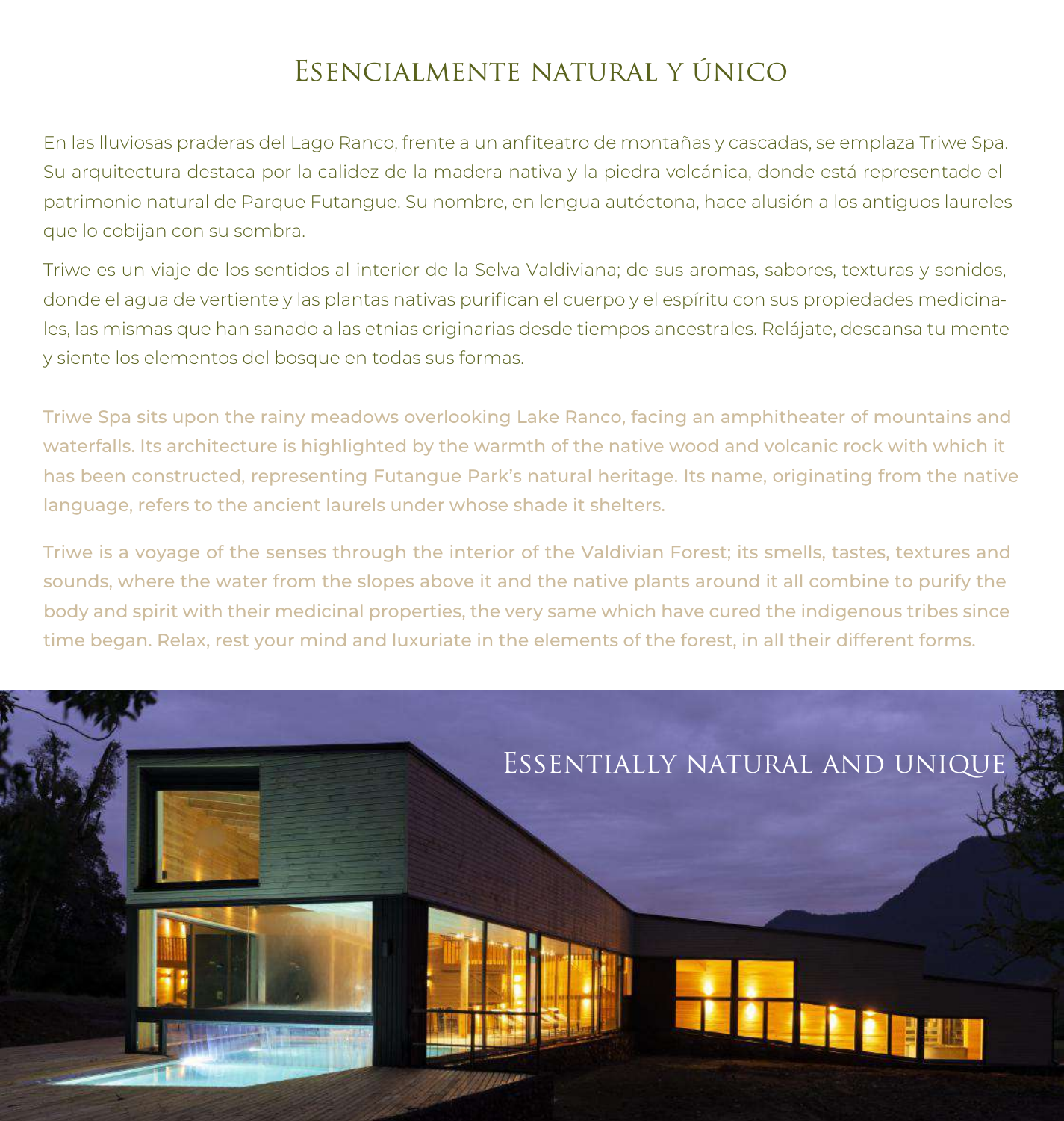# Esencialmente natural y único

En las lluviosas praderas del Lago Ranco, frente a un anfiteatro de montañas y cascadas, se emplaza Triwe Spa. Su arquitectura destaca por la calidez de la madera nativa y la piedra volcánica, donde está representado el patrimonio natural de Parque Futangue. Su nombre, en lengua autóctona, hace alusión a los antiguos laureles que lo cobijan con su sombra.

Triwe es un viaje de los sentidos al interior de la Selva Valdiviana; de sus aromas, sabores, texturas y sonidos, donde el agua de vertiente y las plantas nativas purifican el cuerpo y el espíritu con sus propiedades medicinales, las mismas que han sanado a las etnias originarias desde tiempos ancestrales. Relájate, descansa tu mente y siente los elementos del bosque en todas sus formas.

Triwe Spa sits upon the rainy meadows overlooking Lake Ranco, facing an amphitheater of mountains and waterfalls. Its architecture is highlighted by the warmth of the native wood and volcanic rock with which it has been constructed, representing Futangue Park's natural heritage. Its name, originating from the native language, refers to the ancient laurels under whose shade it shelters.

Triwe is a voyage of the senses through the interior of the Valdivian Forest; its smells, tastes, textures and sounds, where the water from the slopes above it and the native plants around it all combine to purify the body and spirit with their medicinal properties, the very same which have cured the indigenous tribes since time began. Relax, rest your mind and luxuriate in the elements of the forest, in all their different forms.

# Essentially natural and unique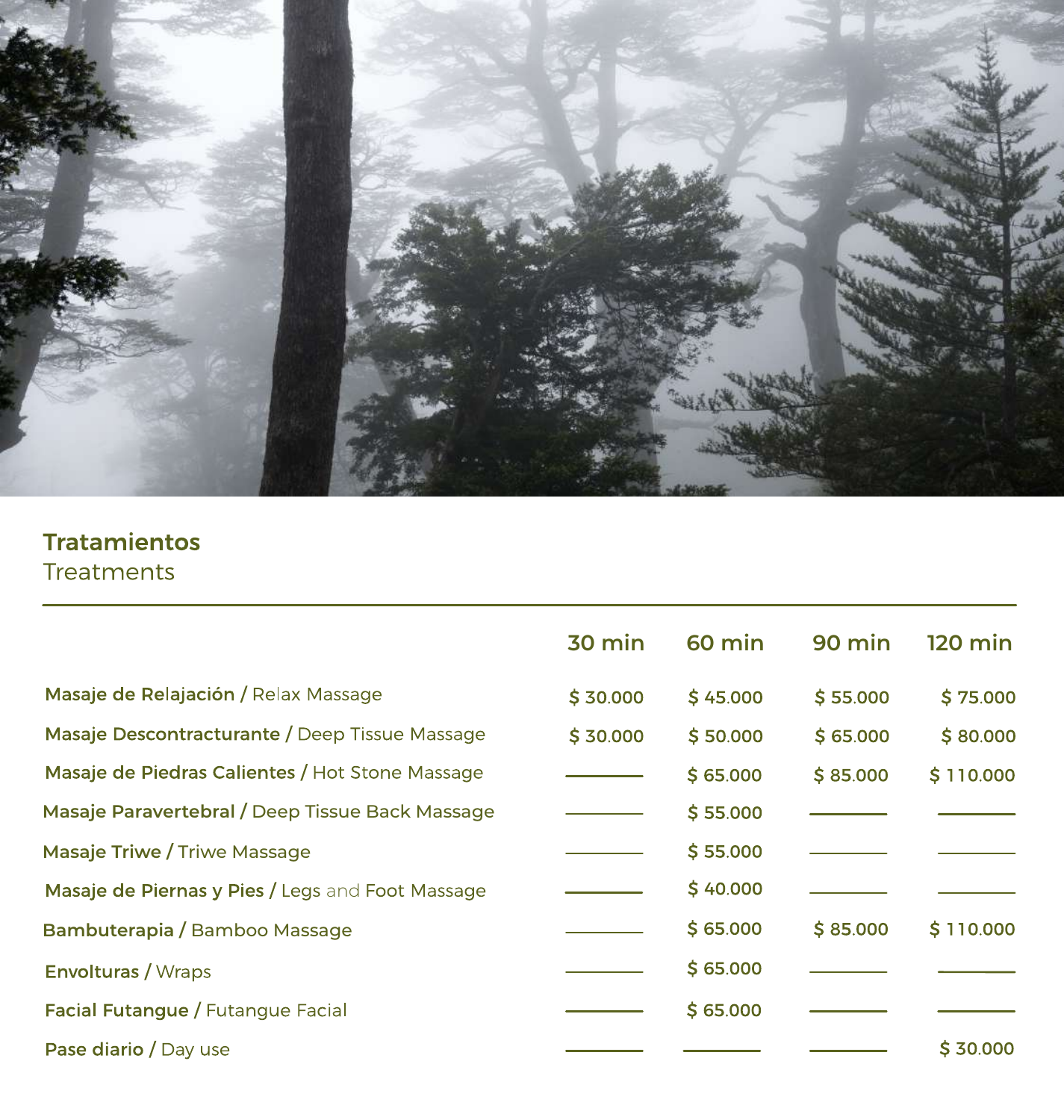## Tratamientos
Treatments

| | 30 min | 60 min | 90 min | 120 min |
|---|---|---|---|---|
| **Masaje de Relajación** / Relax Massage | $ 30.000 | $ 45.000 | $ 55.000 | $ 75.000 |
| **Masaje Descontracturante** / Deep Tissue Massage | $ 30.000 | $ 50.000 | $ 65.000 | $ 80.000 |
| **Masaje de Piedras Calientes** / Hot Stone Massage | — | $ 65.000 | $ 85.000 | $ 110.000 |
| **Masaje Paravertebral** / Deep Tissue Back Massage | — | $ 55.000 | — | — |
| **Masaje Triwe** / Triwe Massage | — | $ 55.000 | — | — |
| **Masaje de Piernas y Pies** / Legs and Foot Massage | — | $ 40.000 | — | — |
| **Bambuterapia** / Bamboo Massage | — | $ 65.000 | $ 85.000 | $ 110.000 |
| **Envolturas** / Wraps | — | $ 65.000 | — | — |
| **Facial Futangue** / Futangue Facial | — | $ 65.000 | — | — |
| **Pase diario** / Day use | — | — | — | $ 30.000 |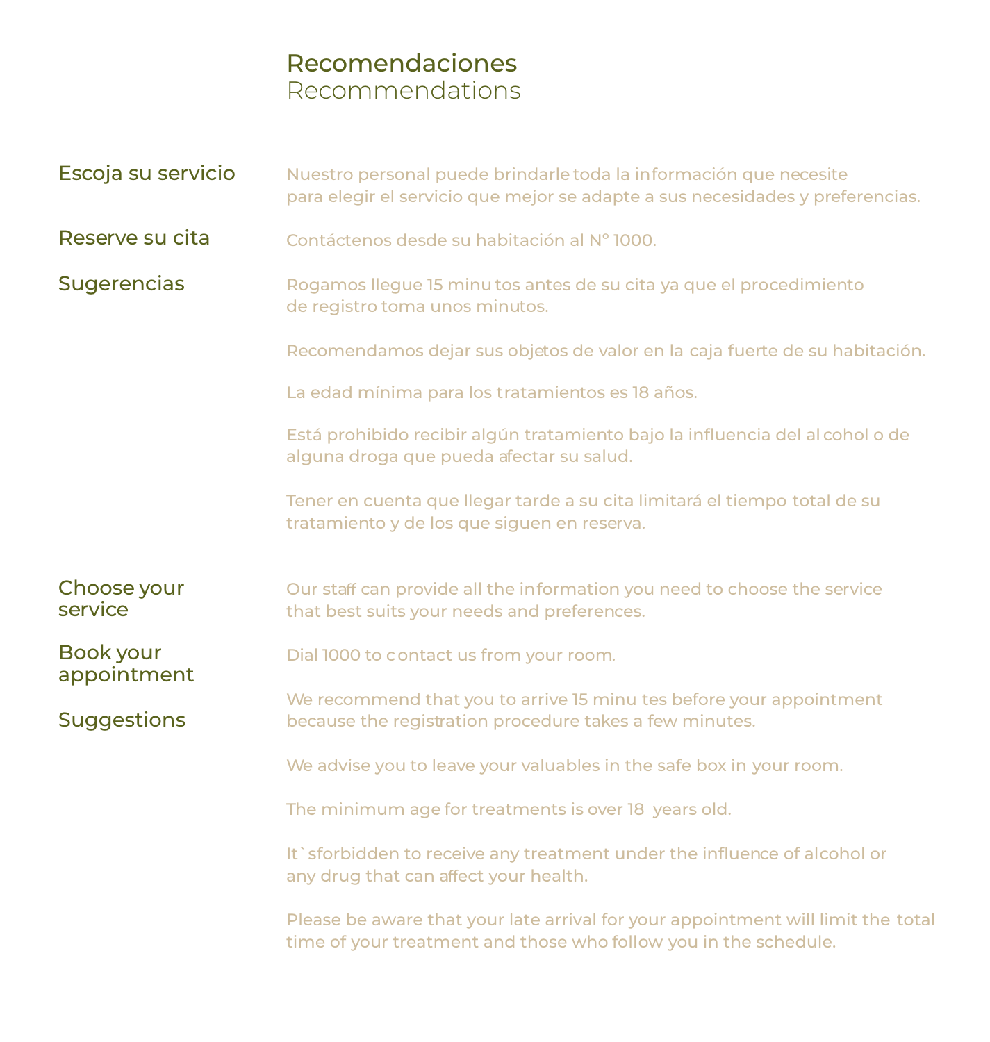# Recomendaciones
## Recommendations

**Escoja su servicio**

Nuestro personal puede brindarle toda la información que necesite para elegir el servicio que mejor se adapte a sus necesidades y preferencias.

**Reserve su cita**

Contáctenos desde su habitación al N° 1000.

**Sugerencias**

Rogamos llegue 15 minutos antes de su cita ya que el procedimiento de registro toma unos minutos.

Recomendamos dejar sus objetos de valor en la caja fuerte de su habitación.

La edad mínima para los tratamientos es 18 años.

Está prohibido recibir algún tratamiento bajo la influencia del alcohol o de alguna droga que pueda afectar su salud.

Tener en cuenta que llegar tarde a su cita limitará el tiempo total de su tratamiento y de los que siguen en reserva.

**Choose your service**

Our staff can provide all the information you need to choose the service that best suits your needs and preferences.

**Book your appointment**

Dial 1000 to contact us from your room.

**Suggestions**

We recommend that you to arrive 15 minutes before your appointment because the registration procedure takes a few minutes.

We advise you to leave your valuables in the safe box in your room.

The minimum age for treatments is over 18 years old.

It`sforbidden to receive any treatment under the influence of alcohol or any drug that can affect your health.

Please be aware that your late arrival for your appointment will limit the total time of your treatment and those who follow you in the schedule.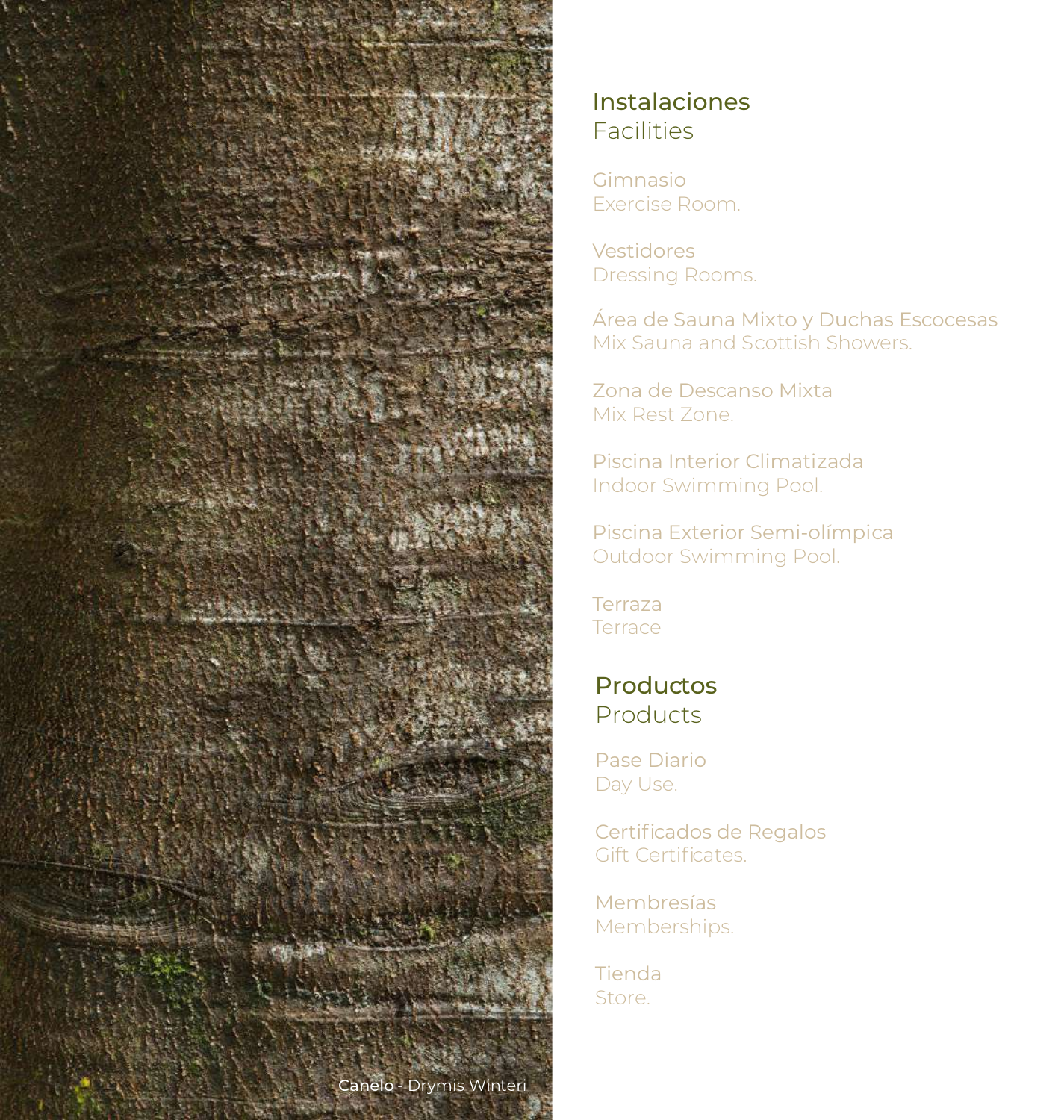## Instalaciones
## Facilities

Gimnasio
Exercise Room.

Vestidores
Dressing Rooms.

Área de Sauna Mixto y Duchas Escocesas
Mix Sauna and Scottish Showers.

Zona de Descanso Mixta
Mix Rest Zone.

Piscina Interior Climatizada
Indoor Swimming Pool.

Piscina Exterior Semi-olímpica
Outdoor Swimming Pool.

Terraza
Terrace

## Productos
## Products

Pase Diario
Day Use.

Certificados de Regalos
Gift Certificates.

Membresías
Memberships.

Tienda
Store.

**Canelo** - Drymis Winteri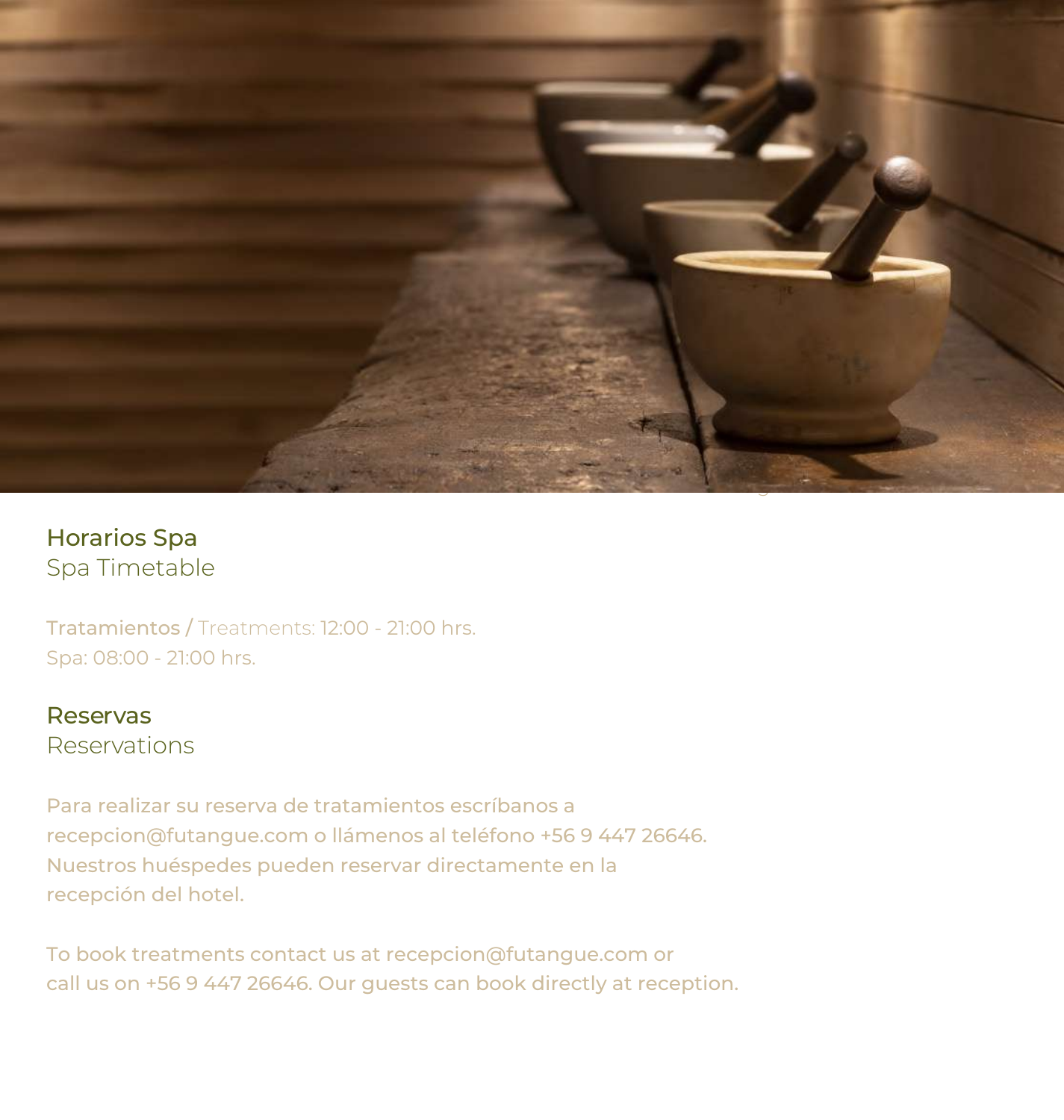## Horarios Spa
Spa Timetable

**Tratamientos** / Treatments: 12:00 - 21:00 hrs.
Spa: 08:00 - 21:00 hrs.

## Reservas
Reservations

Para realizar su reserva de tratamientos escríbanos a recepcion@futangue.com o llámenos al teléfono +56 9 447 26646. Nuestros huéspedes pueden reservar directamente en la recepción del hotel.

To book treatments contact us at recepcion@futangue.com or call us on +56 9 447 26646. Our guests can book directly at reception.